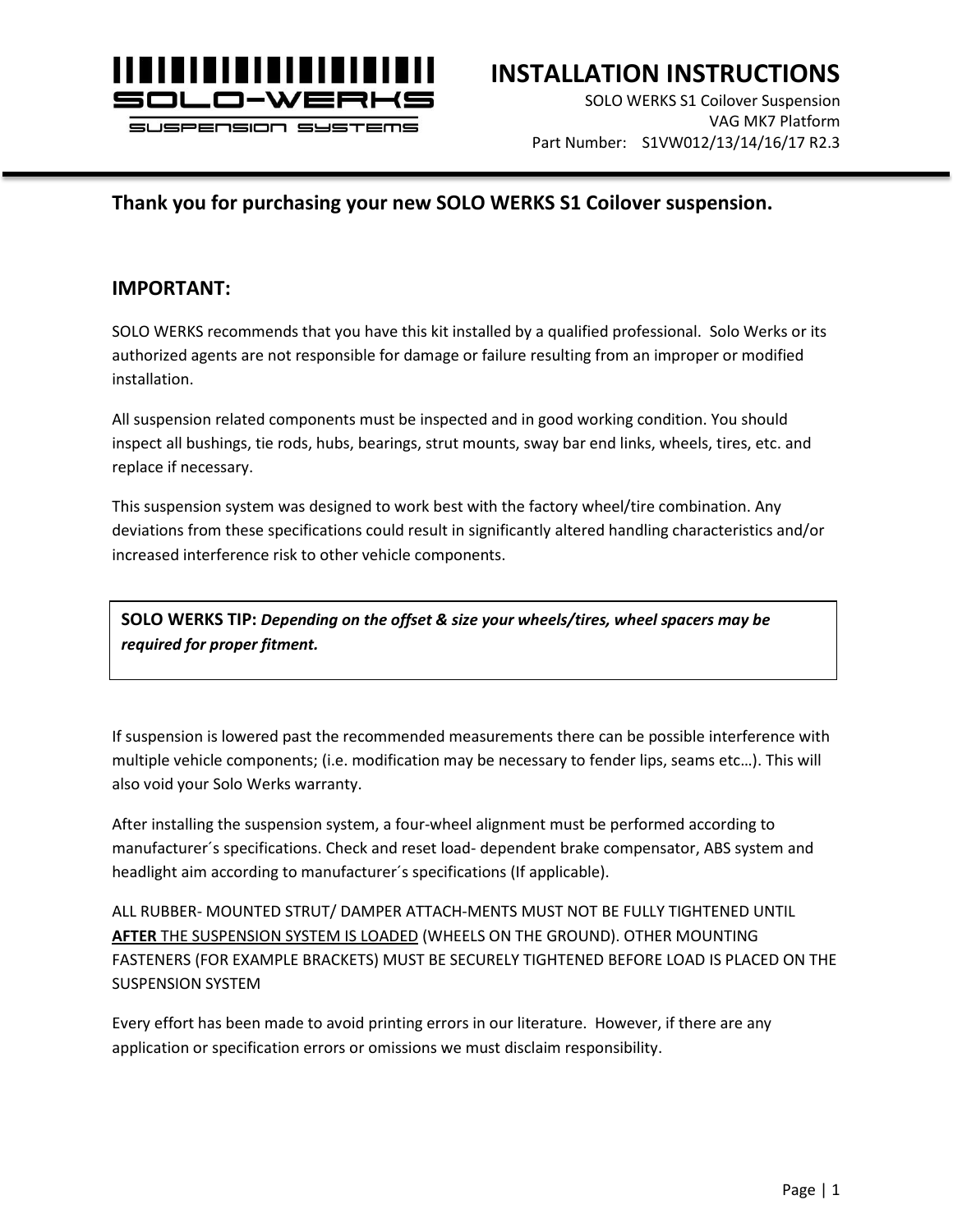SOLO-WERKS SUSPENSION SYSTEMS

# INSTALLATION INSTRUCTIONS

SOLO WERKS S1 Coilover Suspension
VAG MK7 Platform
Part Number: S1VW012/13/14/16/17 R2.3

## Thank you for purchasing your new SOLO WERKS S1 Coilover suspension.

## IMPORTANT:

SOLO WERKS recommends that you have this kit installed by a qualified professional. Solo Werks or its authorized agents are not responsible for damage or failure resulting from an improper or modified installation.

All suspension related components must be inspected and in good working condition. You should inspect all bushings, tie rods, hubs, bearings, strut mounts, sway bar end links, wheels, tires, etc. and replace if necessary.

This suspension system was designed to work best with the factory wheel/tire combination. Any deviations from these specifications could result in significantly altered handling characteristics and/or increased interference risk to other vehicle components.

> **SOLO WERKS TIP:** ***Depending on the offset & size your wheels/tires, wheel spacers may be required for proper fitment.***

If suspension is lowered past the recommended measurements there can be possible interference with multiple vehicle components; (i.e. modification may be necessary to fender lips, seams etc…). This will also void your Solo Werks warranty.

After installing the suspension system, a four-wheel alignment must be performed according to manufacturer´s specifications. Check and reset load- dependent brake compensator, ABS system and headlight aim according to manufacturer´s specifications (If applicable).

ALL RUBBER- MOUNTED STRUT/ DAMPER ATTACH-MENTS MUST NOT BE FULLY TIGHTENED UNTIL **AFTER** THE SUSPENSION SYSTEM IS LOADED (WHEELS ON THE GROUND). OTHER MOUNTING FASTENERS (FOR EXAMPLE BRACKETS) MUST BE SECURELY TIGHTENED BEFORE LOAD IS PLACED ON THE SUSPENSION SYSTEM

Every effort has been made to avoid printing errors in our literature. However, if there are any application or specification errors or omissions we must disclaim responsibility.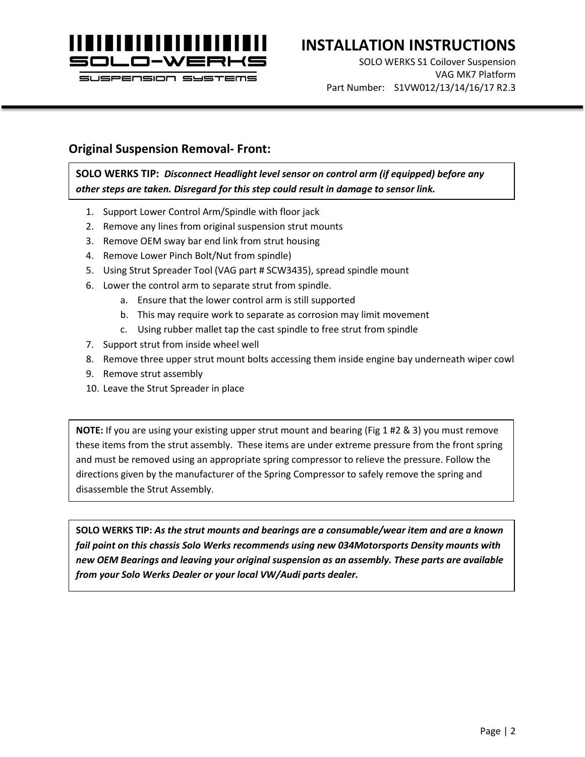## Original Suspension Removal- Front:

**SOLO WERKS TIP:** ***Disconnect Headlight level sensor on control arm (if equipped) before any other steps are taken. Disregard for this step could result in damage to sensor link.***

1. Support Lower Control Arm/Spindle with floor jack
2. Remove any lines from original suspension strut mounts
3. Remove OEM sway bar end link from strut housing
4. Remove Lower Pinch Bolt/Nut from spindle)
5. Using Strut Spreader Tool (VAG part # SCW3435), spread spindle mount
6. Lower the control arm to separate strut from spindle.
    a. Ensure that the lower control arm is still supported
    b. This may require work to separate as corrosion may limit movement
    c. Using rubber mallet tap the cast spindle to free strut from spindle
7. Support strut from inside wheel well
8. Remove three upper strut mount bolts accessing them inside engine bay underneath wiper cowl
9. Remove strut assembly
10. Leave the Strut Spreader in place

**NOTE:** If you are using your existing upper strut mount and bearing (Fig 1 #2 & 3) you must remove these items from the strut assembly. These items are under extreme pressure from the front spring and must be removed using an appropriate spring compressor to relieve the pressure. Follow the directions given by the manufacturer of the Spring Compressor to safely remove the spring and disassemble the Strut Assembly.

**SOLO WERKS TIP:** ***As the strut mounts and bearings are a consumable/wear item and are a known fail point on this chassis Solo Werks recommends using new 034Motorsports Density mounts with new OEM Bearings and leaving your original suspension as an assembly. These parts are available from your Solo Werks Dealer or your local VW/Audi parts dealer.***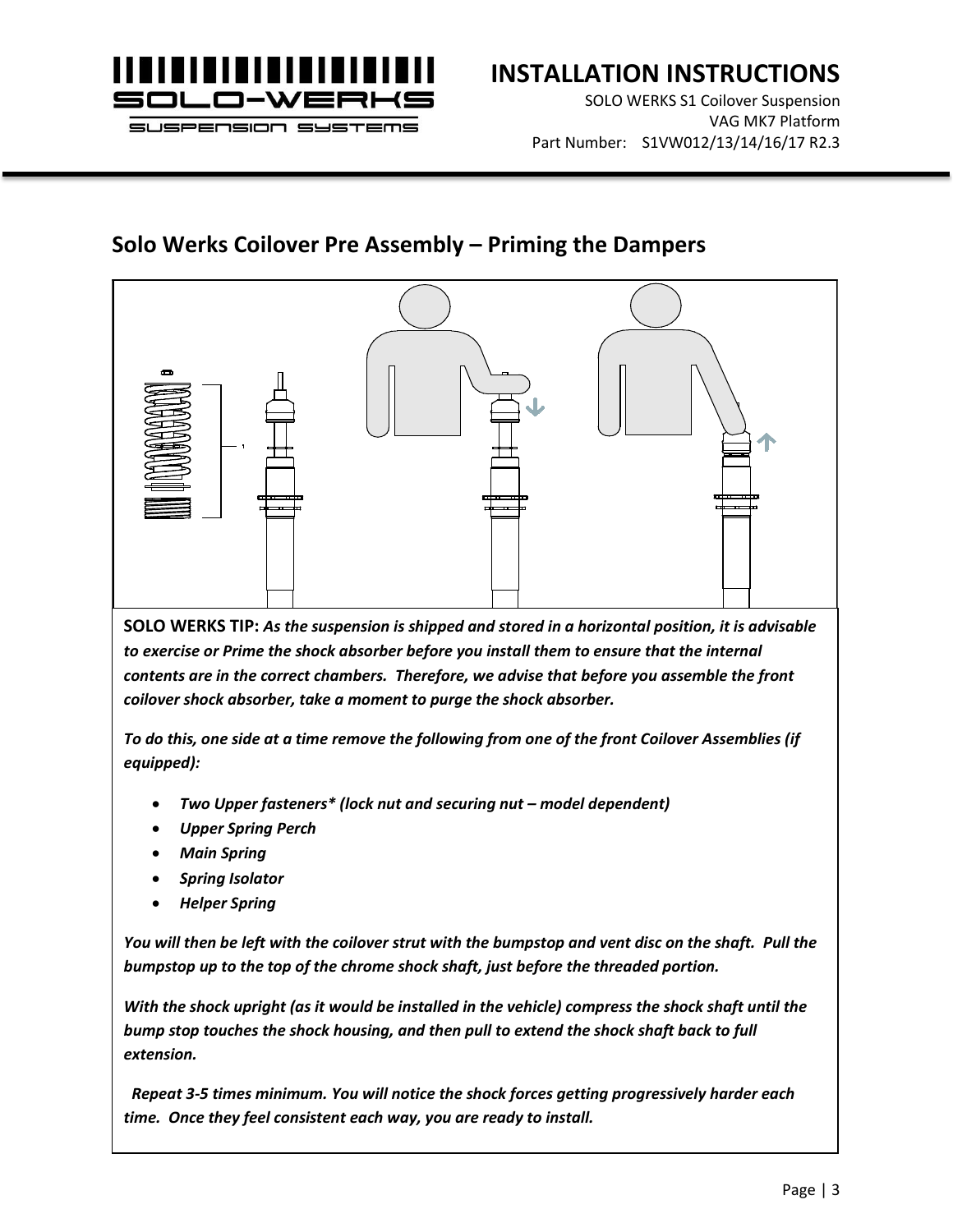## Solo Werks Coilover Pre Assembly – Priming the Dampers

**SOLO WERKS TIP:** ***As the suspension is shipped and stored in a horizontal position, it is advisable to exercise or Prime the shock absorber before you install them to ensure that the internal contents are in the correct chambers. Therefore, we advise that before you assemble the front coilover shock absorber, take a moment to purge the shock absorber.***

***To do this, one side at a time remove the following from one of the front Coilover Assemblies (if equipped):***

- ***Two Upper fasteners* (lock nut and securing nut – model dependent)***
- ***Upper Spring Perch***
- ***Main Spring***
- ***Spring Isolator***
- ***Helper Spring***

***You will then be left with the coilover strut with the bumpstop and vent disc on the shaft. Pull the bumpstop up to the top of the chrome shock shaft, just before the threaded portion.***

***With the shock upright (as it would be installed in the vehicle) compress the shock shaft until the bump stop touches the shock housing, and then pull to extend the shock shaft back to full extension.***

***Repeat 3-5 times minimum. You will notice the shock forces getting progressively harder each time. Once they feel consistent each way, you are ready to install.***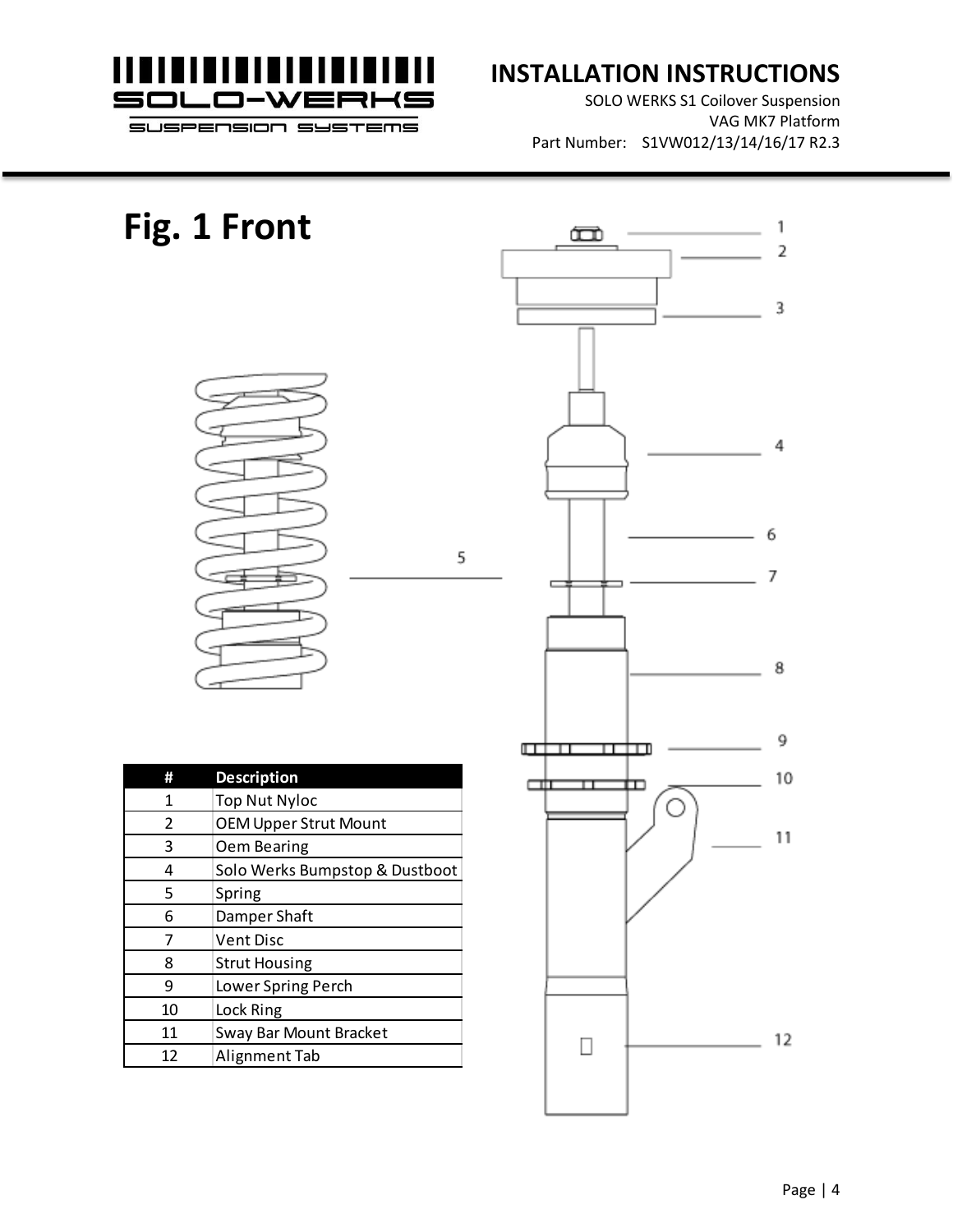# Fig. 1 Front

| # | Description |
|---|---|
| 1 | Top Nut Nyloc |
| 2 | OEM Upper Strut Mount |
| 3 | Oem Bearing |
| 4 | Solo Werks Bumpstop & Dustboot |
| 5 | Spring |
| 6 | Damper Shaft |
| 7 | Vent Disc |
| 8 | Strut Housing |
| 9 | Lower Spring Perch |
| 10 | Lock Ring |
| 11 | Sway Bar Mount Bracket |
| 12 | Alignment Tab |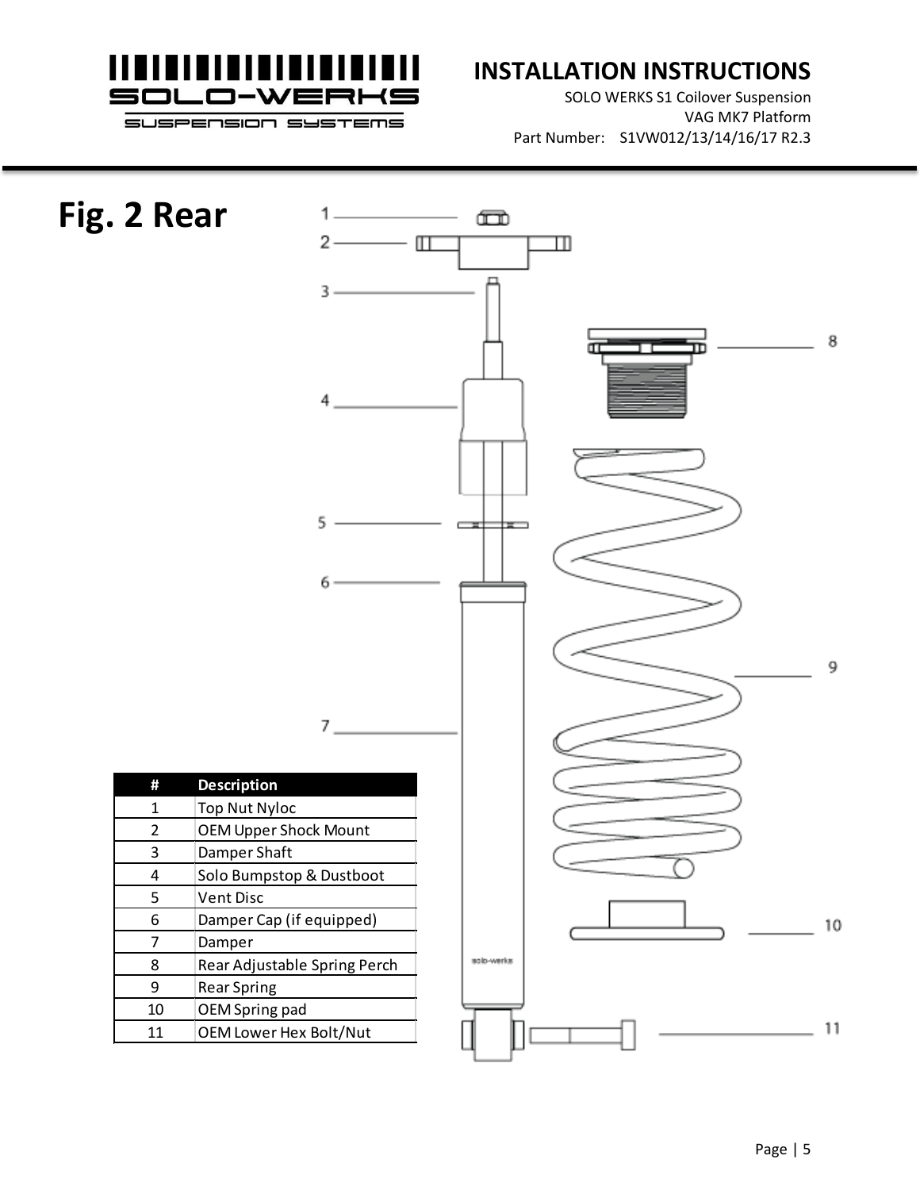# Fig. 2 Rear

| # | Description |
|---|---|
| 1 | Top Nut Nyloc |
| 2 | OEM Upper Shock Mount |
| 3 | Damper Shaft |
| 4 | Solo Bumpstop & Dustboot |
| 5 | Vent Disc |
| 6 | Damper Cap (if equipped) |
| 7 | Damper |
| 8 | Rear Adjustable Spring Perch |
| 9 | Rear Spring |
| 10 | OEM Spring pad |
| 11 | OEM Lower Hex Bolt/Nut |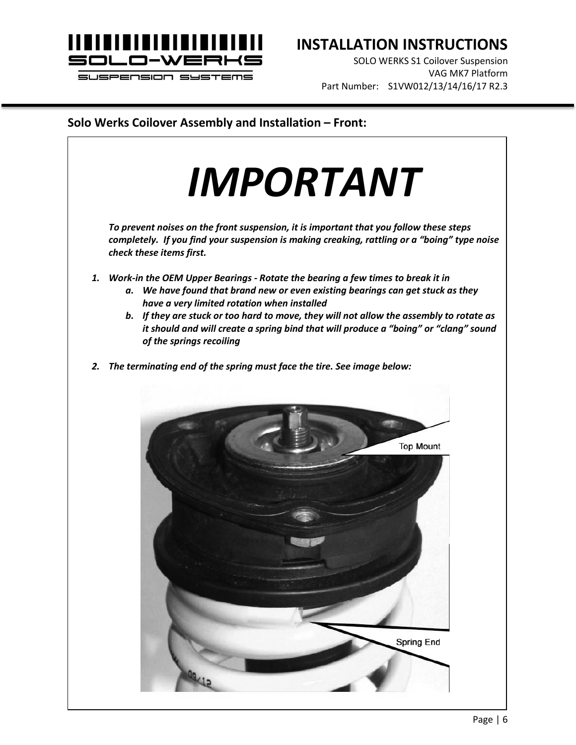## Solo Werks Coilover Assembly and Installation – Front:

# *IMPORTANT*

***To prevent noises on the front suspension, it is important that you follow these steps completely. If you find your suspension is making creaking, rattling or a "boing" type noise check these items first.***

1. ***Work-in the OEM Upper Bearings - Rotate the bearing a few times to break it in***
    a. ***We have found that brand new or even existing bearings can get stuck as they have a very limited rotation when installed***
    b. ***If they are stuck or too hard to move, they will not allow the assembly to rotate as it should and will create a spring bind that will produce a "boing" or "clang" sound of the springs recoiling***

2. ***The terminating end of the spring must face the tire. See image below:***

Top Mount

Spring End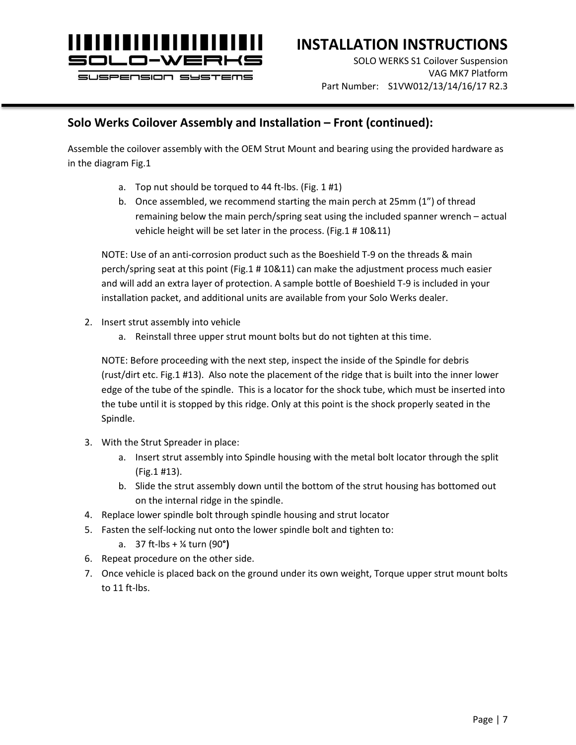## Solo Werks Coilover Assembly and Installation – Front (continued):

Assemble the coilover assembly with the OEM Strut Mount and bearing using the provided hardware as in the diagram Fig.1

   a. Top nut should be torqued to 44 ft-lbs. (Fig. 1 #1)
   b. Once assembled, we recommend starting the main perch at 25mm (1") of thread remaining below the main perch/spring seat using the included spanner wrench – actual vehicle height will be set later in the process. (Fig.1 # 10&11)

   NOTE: Use of an anti-corrosion product such as the Boeshield T-9 on the threads & main perch/spring seat at this point (Fig.1 # 10&11) can make the adjustment process much easier and will add an extra layer of protection. A sample bottle of Boeshield T-9 is included in your installation packet, and additional units are available from your Solo Werks dealer.

2. Insert strut assembly into vehicle
   a. Reinstall three upper strut mount bolts but do not tighten at this time.

   NOTE: Before proceeding with the next step, inspect the inside of the Spindle for debris (rust/dirt etc. Fig.1 #13). Also note the placement of the ridge that is built into the inner lower edge of the tube of the spindle. This is a locator for the shock tube, which must be inserted into the tube until it is stopped by this ridge. Only at this point is the shock properly seated in the Spindle.

3. With the Strut Spreader in place:
   a. Insert strut assembly into Spindle housing with the metal bolt locator through the split (Fig.1 #13).
   b. Slide the strut assembly down until the bottom of the strut housing has bottomed out on the internal ridge in the spindle.
4. Replace lower spindle bolt through spindle housing and strut locator
5. Fasten the self-locking nut onto the lower spindle bolt and tighten to:
   a. 37 ft-lbs + ¼ turn (90°)
6. Repeat procedure on the other side.
7. Once vehicle is placed back on the ground under its own weight, Torque upper strut mount bolts to 11 ft-lbs.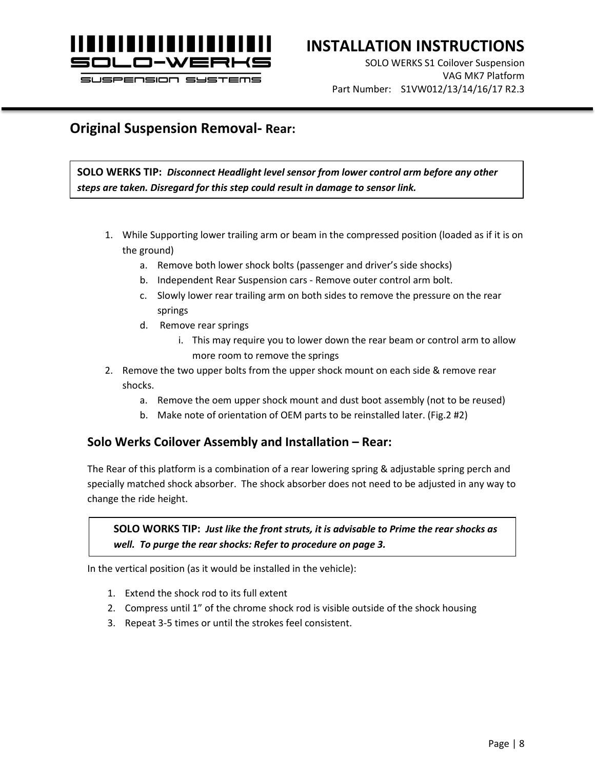## Original Suspension Removal- Rear:

> **SOLO WERKS TIP:** ***Disconnect Headlight level sensor from lower control arm before any other steps are taken. Disregard for this step could result in damage to sensor link.***

1. While Supporting lower trailing arm or beam in the compressed position (loaded as if it is on the ground)
    a. Remove both lower shock bolts (passenger and driver's side shocks)
    b. Independent Rear Suspension cars - Remove outer control arm bolt.
    c. Slowly lower rear trailing arm on both sides to remove the pressure on the rear springs
    d. Remove rear springs
        i. This may require you to lower down the rear beam or control arm to allow more room to remove the springs
2. Remove the two upper bolts from the upper shock mount on each side & remove rear shocks.
    a. Remove the oem upper shock mount and dust boot assembly (not to be reused)
    b. Make note of orientation of OEM parts to be reinstalled later. (Fig.2 #2)

### Solo Werks Coilover Assembly and Installation – Rear:

The Rear of this platform is a combination of a rear lowering spring & adjustable spring perch and specially matched shock absorber. The shock absorber does not need to be adjusted in any way to change the ride height.

> **SOLO WORKS TIP:** ***Just like the front struts, it is advisable to Prime the rear shocks as well. To purge the rear shocks: Refer to procedure on page 3.***

In the vertical position (as it would be installed in the vehicle):

1. Extend the shock rod to its full extent
2. Compress until 1" of the chrome shock rod is visible outside of the shock housing
3. Repeat 3-5 times or until the strokes feel consistent.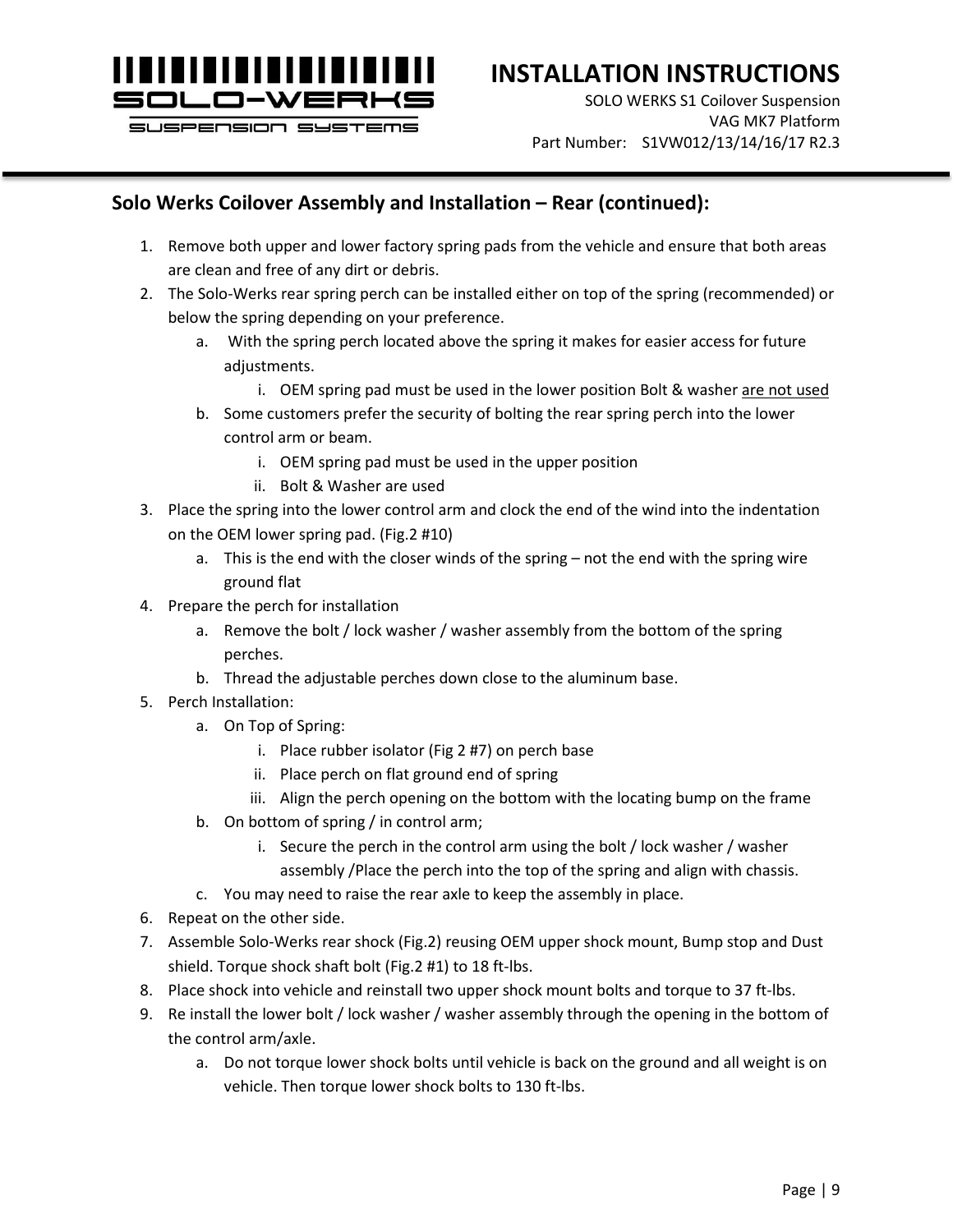## Solo Werks Coilover Assembly and Installation – Rear (continued):

1. Remove both upper and lower factory spring pads from the vehicle and ensure that both areas are clean and free of any dirt or debris.
2. The Solo-Werks rear spring perch can be installed either on top of the spring (recommended) or below the spring depending on your preference.
   a. With the spring perch located above the spring it makes for easier access for future adjustments.
      i. OEM spring pad must be used in the lower position Bolt & washer <u>are not used</u>
   b. Some customers prefer the security of bolting the rear spring perch into the lower control arm or beam.
      i. OEM spring pad must be used in the upper position
      ii. Bolt & Washer are used
3. Place the spring into the lower control arm and clock the end of the wind into the indentation on the OEM lower spring pad. (Fig.2 #10)
   a. This is the end with the closer winds of the spring – not the end with the spring wire ground flat
4. Prepare the perch for installation
   a. Remove the bolt / lock washer / washer assembly from the bottom of the spring perches.
   b. Thread the adjustable perches down close to the aluminum base.
5. Perch Installation:
   a. On Top of Spring:
      i. Place rubber isolator (Fig 2 #7) on perch base
      ii. Place perch on flat ground end of spring
      iii. Align the perch opening on the bottom with the locating bump on the frame
   b. On bottom of spring / in control arm;
      i. Secure the perch in the control arm using the bolt / lock washer / washer assembly /Place the perch into the top of the spring and align with chassis.
   c. You may need to raise the rear axle to keep the assembly in place.
6. Repeat on the other side.
7. Assemble Solo-Werks rear shock (Fig.2) reusing OEM upper shock mount, Bump stop and Dust shield. Torque shock shaft bolt (Fig.2 #1) to 18 ft-lbs.
8. Place shock into vehicle and reinstall two upper shock mount bolts and torque to 37 ft-lbs.
9. Re install the lower bolt / lock washer / washer assembly through the opening in the bottom of the control arm/axle.
   a. Do not torque lower shock bolts until vehicle is back on the ground and all weight is on vehicle. Then torque lower shock bolts to 130 ft-lbs.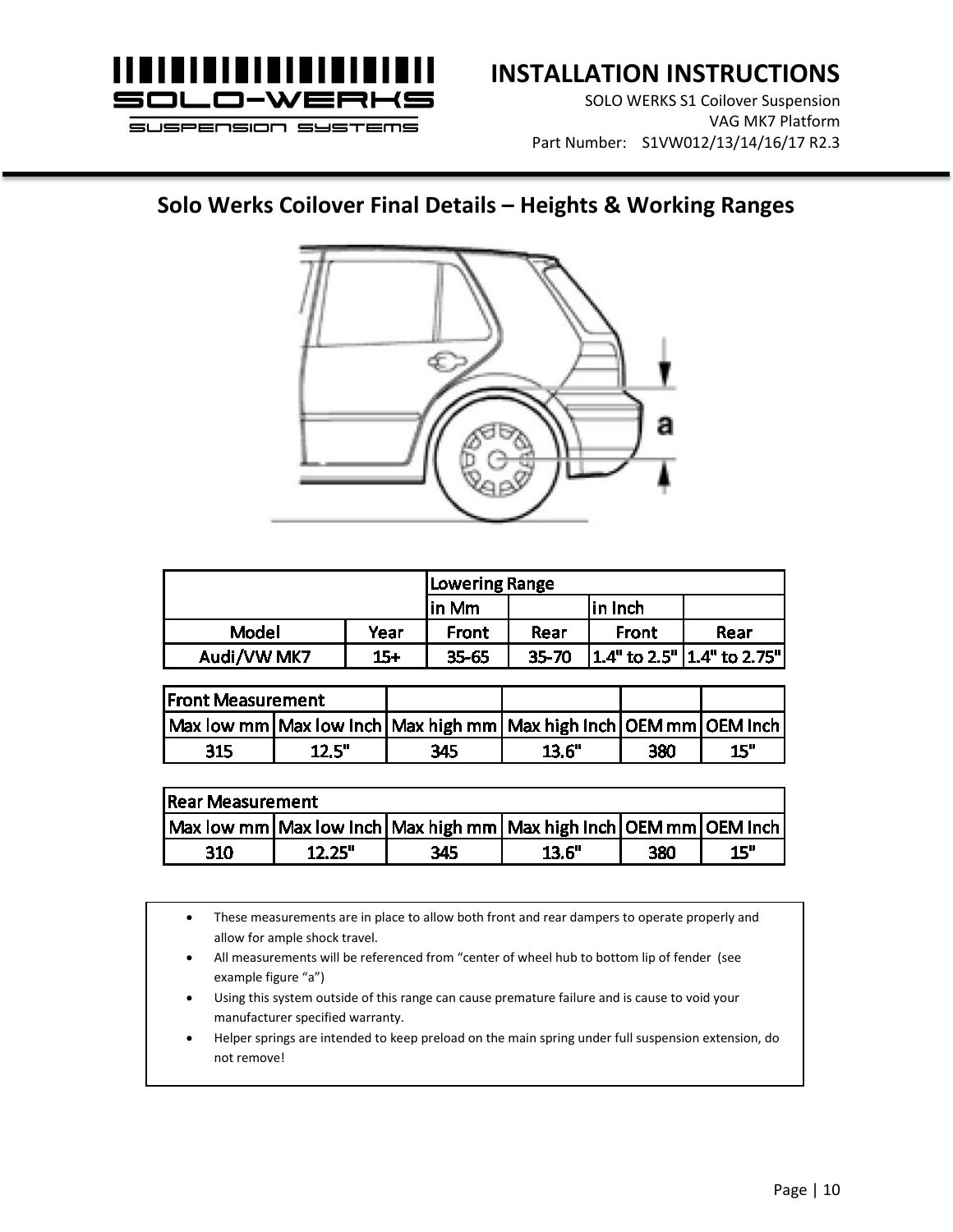INSTALLATION INSTRUCTIONS

SOLO WERKS S1 Coilover Suspension
VAG MK7 Platform
Part Number: S1VW012/13/14/16/17 R2.3

## Solo Werks Coilover Final Details – Heights & Working Ranges

| | | Lowering Range | | | |
|---|---|---|---|---|---|
| | | in Mm | | in Inch | |
| Model | Year | Front | Rear | Front | Rear |
| Audi/VW MK7 | 15+ | 35-65 | 35-70 | 1.4" to 2.5" | 1.4" to 2.75" |

| Front Measurement | | | | | |
|---|---|---|---|---|---|
| Max low mm | Max low Inch | Max high mm | Max high Inch | OEM mm | OEM Inch |
| 315 | 12.5" | 345 | 13.6" | 380 | 15" |

| Rear Measurement | | | | | |
|---|---|---|---|---|---|
| Max low mm | Max low Inch | Max high mm | Max high Inch | OEM mm | OEM Inch |
| 310 | 12.25" | 345 | 13.6" | 380 | 15" |

- These measurements are in place to allow both front and rear dampers to operate properly and allow for ample shock travel.
- All measurements will be referenced from "center of wheel hub to bottom lip of fender (see example figure "a")
- Using this system outside of this range can cause premature failure and is cause to void your manufacturer specified warranty.
- Helper springs are intended to keep preload on the main spring under full suspension extension, do not remove!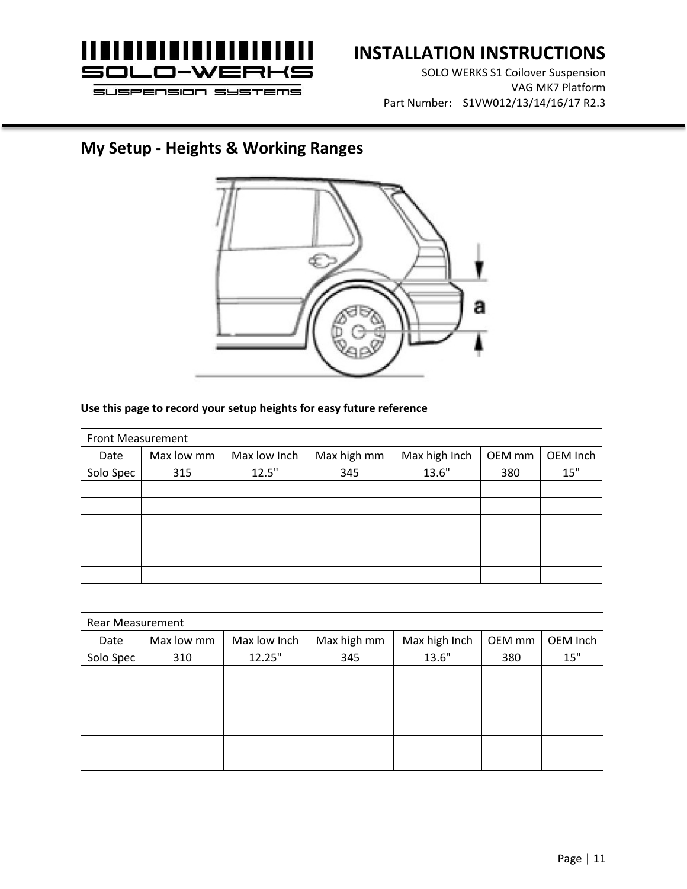## My Setup - Heights & Working Ranges

a

**Use this page to record your setup heights for easy future reference**

| Front Measurement | | | | | | |
|---|---|---|---|---|---|---|
| Date | Max low mm | Max low Inch | Max high mm | Max high Inch | OEM mm | OEM Inch |
| Solo Spec | 315 | 12.5" | 345 | 13.6" | 380 | 15" |
| | | | | | | |
| | | | | | | |
| | | | | | | |
| | | | | | | |
| | | | | | | |
| | | | | | | |

| Rear Measurement | | | | | | |
|---|---|---|---|---|---|---|
| Date | Max low mm | Max low Inch | Max high mm | Max high Inch | OEM mm | OEM Inch |
| Solo Spec | 310 | 12.25" | 345 | 13.6" | 380 | 15" |
| | | | | | | |
| | | | | | | |
| | | | | | | |
| | | | | | | |
| | | | | | | |
| | | | | | | |